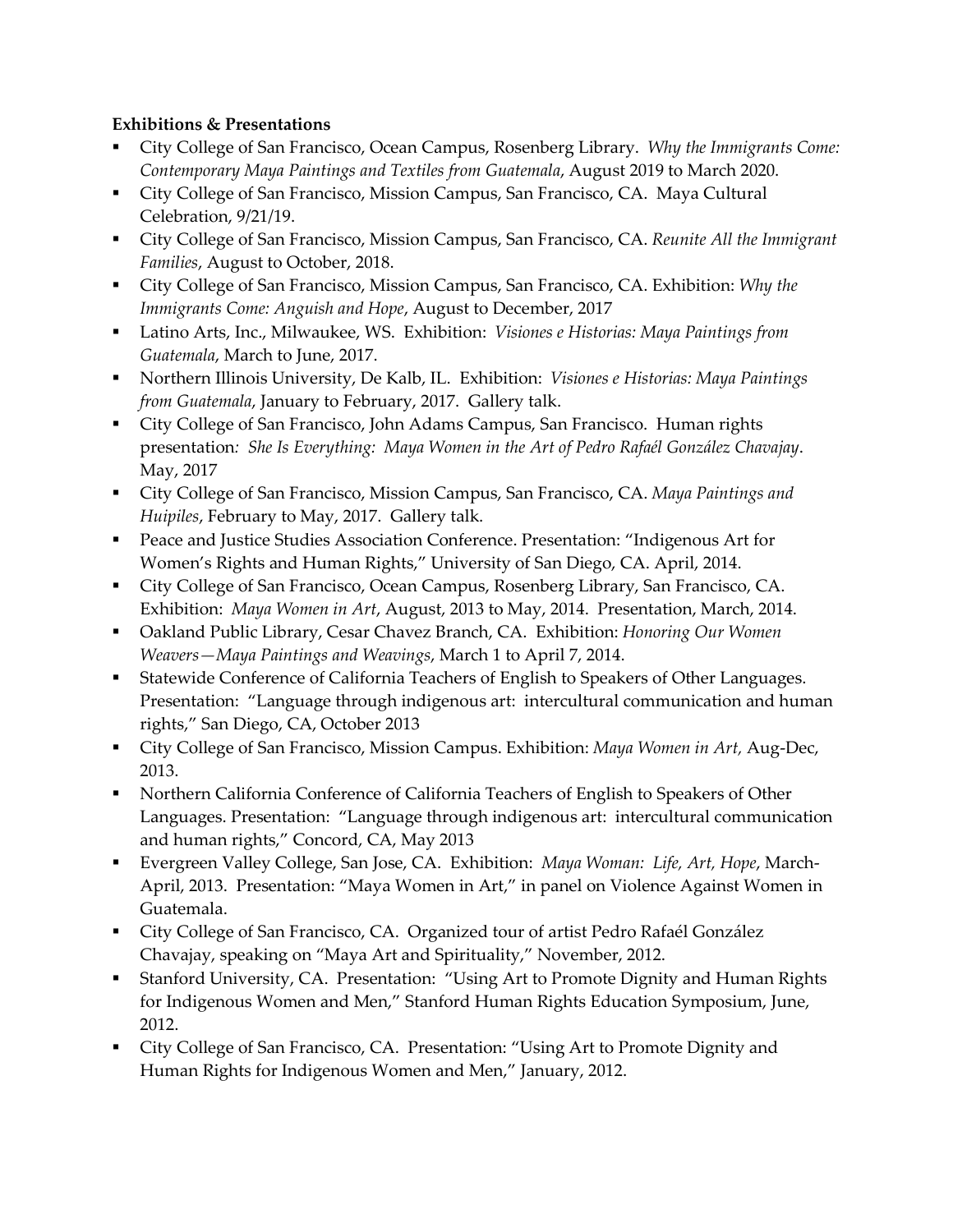**Exhibitions & Presentations**

- City College of San Francisco, Ocean Campus, Rosenberg Library. *Why the Immigrants Come: Contemporary Maya Paintings and Textiles from Guatemala*, August 2019 to March 2020.
- City College of San Francisco, Mission Campus, San Francisco, CA. Maya Cultural Celebration, 9/21/19.
- City College of San Francisco, Mission Campus, San Francisco, CA. *Reunite All the Immigrant Families*, August to October, 2018.
- City College of San Francisco, Mission Campus, San Francisco, CA. Exhibition: *Why the Immigrants Come: Anguish and Hope*, August to December, 2017
- Latino Arts, Inc., Milwaukee, WS. Exhibition: *Visiones e Historias: Maya Paintings from Guatemala*, March to June, 2017.
- Northern Illinois University, De Kalb, IL. Exhibition: *Visiones e Historias: Maya Paintings from Guatemala*, January to February, 2017. Gallery talk.
- City College of San Francisco, John Adams Campus, San Francisco. Human rights presentation*: She Is Everything: Maya Women in the Art of Pedro Rafaél González Chavajay*. May, 2017
- City College of San Francisco, Mission Campus, San Francisco, CA. *Maya Paintings and Huipiles*, February to May, 2017. Gallery talk.
- Peace and Justice Studies Association Conference. Presentation: "Indigenous Art for Women's Rights and Human Rights," University of San Diego, CA. April, 2014.
- City College of San Francisco, Ocean Campus, Rosenberg Library, San Francisco, CA. Exhibition: *Maya Women in Art*, August, 2013 to May, 2014. Presentation, March, 2014.
- Oakland Public Library, Cesar Chavez Branch, CA. Exhibition: *Honoring Our Women Weavers—Maya Paintings and Weavings*, March 1 to April 7, 2014.
- Statewide Conference of California Teachers of English to Speakers of Other Languages. Presentation: "Language through indigenous art: intercultural communication and human rights," San Diego, CA, October 2013
- City College of San Francisco, Mission Campus. Exhibition: *Maya Women in Art,* Aug-Dec, 2013.
- Northern California Conference of California Teachers of English to Speakers of Other Languages. Presentation: "Language through indigenous art: intercultural communication and human rights," Concord, CA, May 2013
- Evergreen Valley College, San Jose, CA. Exhibition: *Maya Woman: Life, Art, Hope*, March-April, 2013. Presentation: "Maya Women in Art," in panel on Violence Against Women in Guatemala.
- City College of San Francisco, CA. Organized tour of artist Pedro Rafaél González Chavajay, speaking on "Maya Art and Spirituality," November, 2012.
- Stanford University, CA. Presentation: "Using Art to Promote Dignity and Human Rights for Indigenous Women and Men," Stanford Human Rights Education Symposium, June, 2012.
- City College of San Francisco, CA. Presentation: "Using Art to Promote Dignity and Human Rights for Indigenous Women and Men," January, 2012.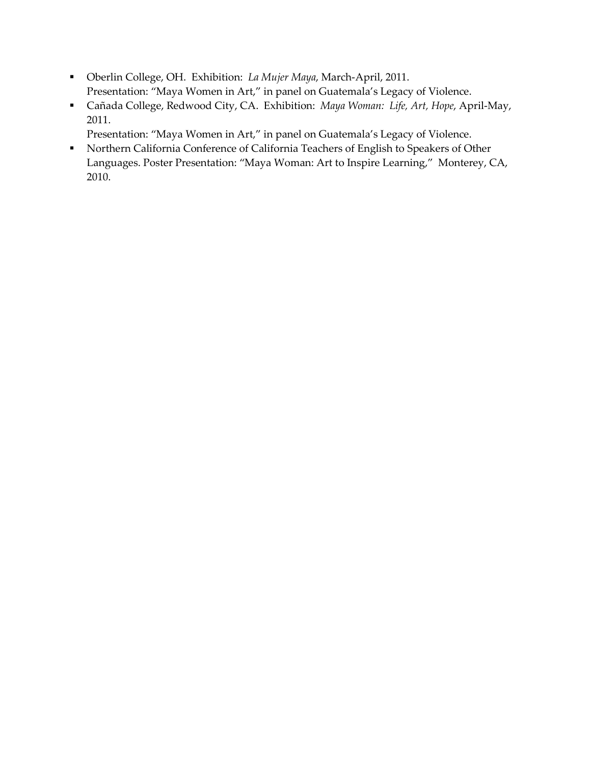- Oberlin College, OH. Exhibition: *La Mujer Maya*, March-April, 2011.
  Presentation: "Maya Women in Art," in panel on Guatemala's Legacy of Violence.
- Cañada College, Redwood City, CA. Exhibition: *Maya Woman: Life, Art, Hope*, April-May, 2011.
  Presentation: "Maya Women in Art," in panel on Guatemala's Legacy of Violence.
- Northern California Conference of California Teachers of English to Speakers of Other Languages. Poster Presentation: "Maya Woman: Art to Inspire Learning," Monterey, CA, 2010.